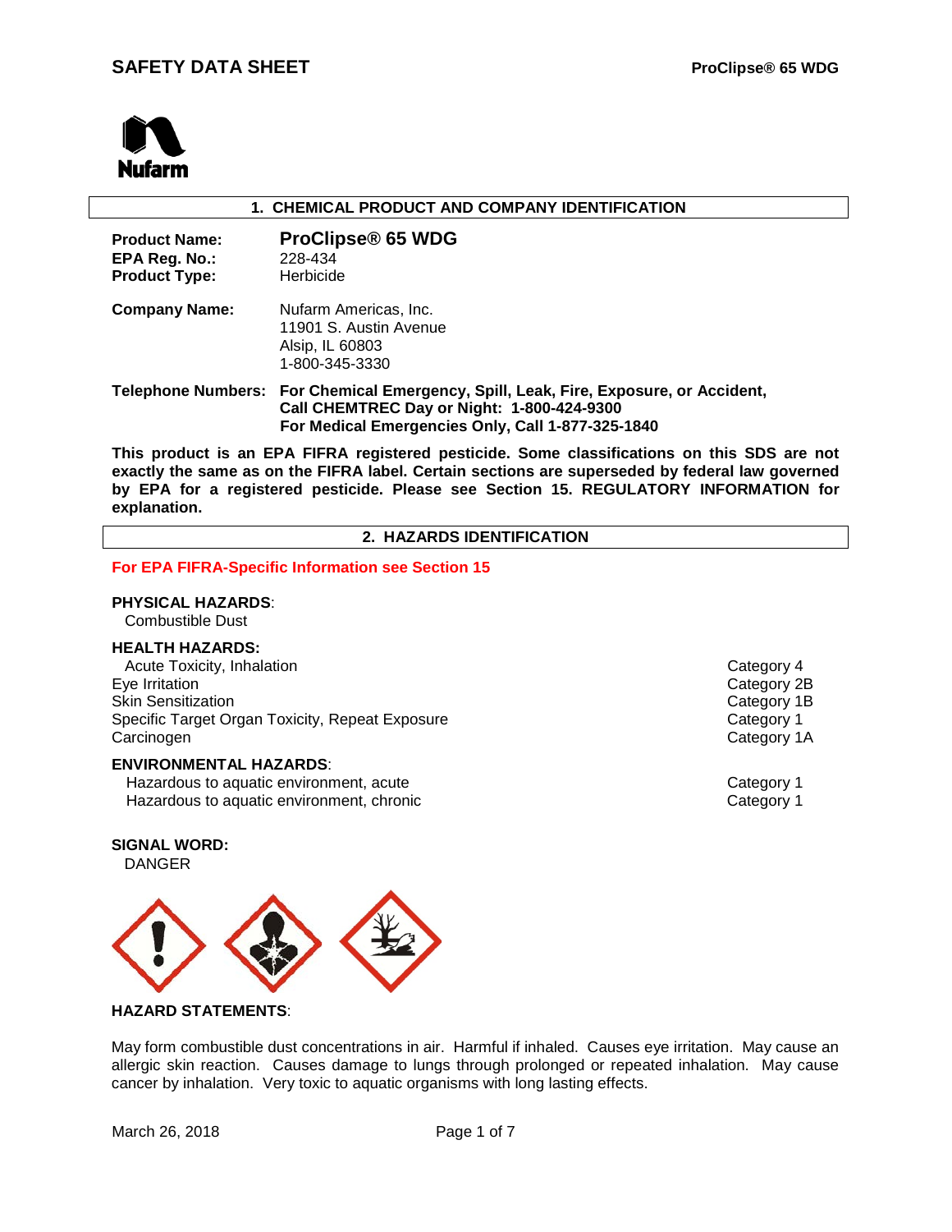# SAFETY DATA SHEET

**ProClipse® 65 WDG**

Nufarm

## 1. CHEMICAL PRODUCT AND COMPANY IDENTIFICATION

**Product Name:** **ProClipse® 65 WDG**
**EPA Reg. No.:** 228-434
**Product Type:** Herbicide

**Company Name:** Nufarm Americas, Inc.
11901 S. Austin Avenue
Alsip, IL 60803
1-800-345-3330

**Telephone Numbers:** **For Chemical Emergency, Spill, Leak, Fire, Exposure, or Accident, Call CHEMTREC Day or Night: 1-800-424-9300**
**For Medical Emergencies Only, Call 1-877-325-1840**

**This product is an EPA FIFRA registered pesticide. Some classifications on this SDS are not exactly the same as on the FIFRA label. Certain sections are superseded by federal law governed by EPA for a registered pesticide. Please see Section 15. REGULATORY INFORMATION for explanation.**

## 2. HAZARDS IDENTIFICATION

**For EPA FIFRA-Specific Information see Section 15**

**PHYSICAL HAZARDS**:
Combustible Dust

**HEALTH HAZARDS:**

| Hazard | Category |
|---|---|
| Acute Toxicity, Inhalation | Category 4 |
| Eye Irritation | Category 2B |
| Skin Sensitization | Category 1B |
| Specific Target Organ Toxicity, Repeat Exposure | Category 1 |
| Carcinogen | Category 1A |

**ENVIRONMENTAL HAZARDS**:

| Hazard | Category |
|---|---|
| Hazardous to aquatic environment, acute | Category 1 |
| Hazardous to aquatic environment, chronic | Category 1 |

**SIGNAL WORD:**
DANGER

**HAZARD STATEMENTS**:

May form combustible dust concentrations in air. Harmful if inhaled. Causes eye irritation. May cause an allergic skin reaction. Causes damage to lungs through prolonged or repeated inhalation. May cause cancer by inhalation. Very toxic to aquatic organisms with long lasting effects.

March 26, 2018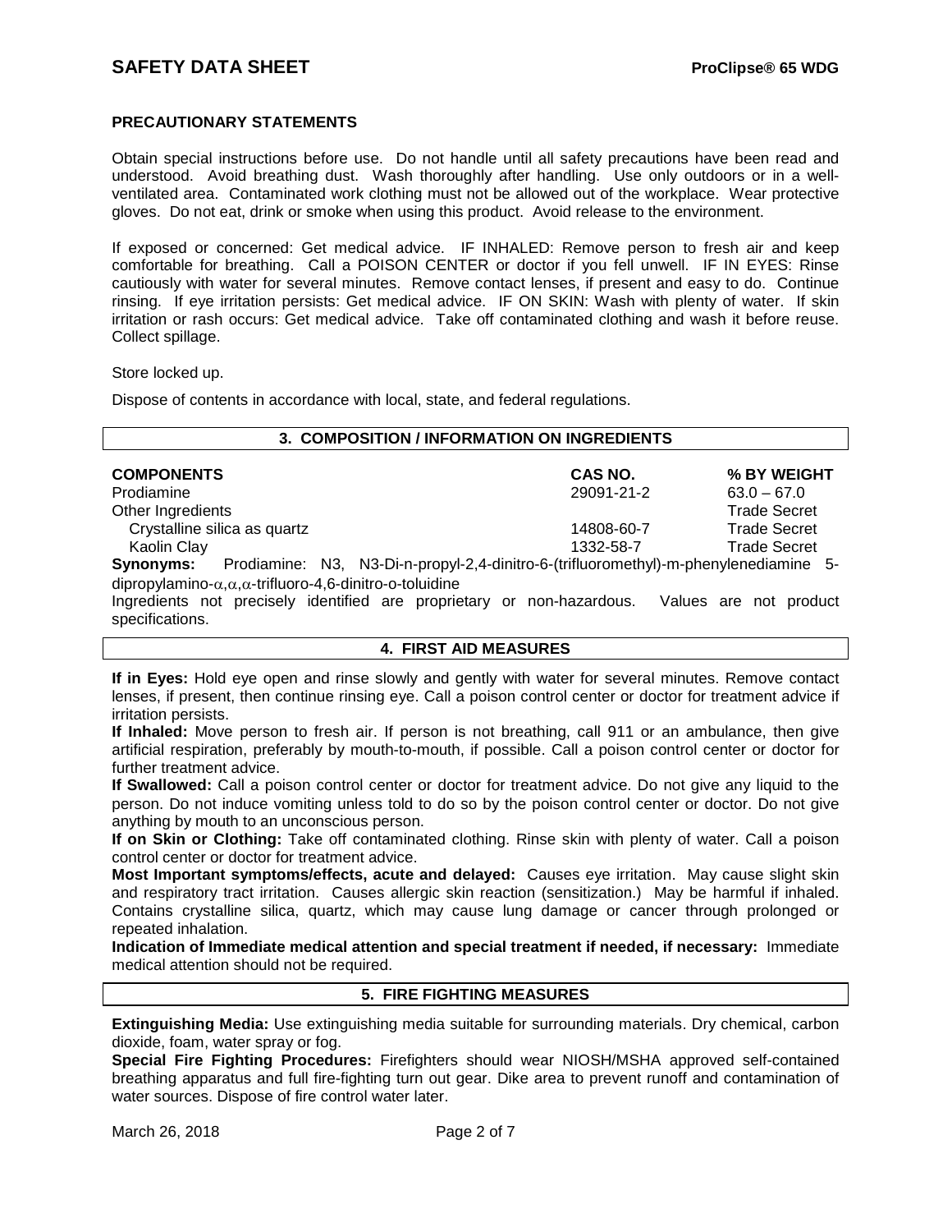## PRECAUTIONARY STATEMENTS

Obtain special instructions before use. Do not handle until all safety precautions have been read and understood. Avoid breathing dust. Wash thoroughly after handling. Use only outdoors or in a well-ventilated area. Contaminated work clothing must not be allowed out of the workplace. Wear protective gloves. Do not eat, drink or smoke when using this product. Avoid release to the environment.

If exposed or concerned: Get medical advice. IF INHALED: Remove person to fresh air and keep comfortable for breathing. Call a POISON CENTER or doctor if you fell unwell. IF IN EYES: Rinse cautiously with water for several minutes. Remove contact lenses, if present and easy to do. Continue rinsing. If eye irritation persists: Get medical advice. IF ON SKIN: Wash with plenty of water. If skin irritation or rash occurs: Get medical advice. Take off contaminated clothing and wash it before reuse. Collect spillage.

Store locked up.

Dispose of contents in accordance with local, state, and federal regulations.

## 3. COMPOSITION / INFORMATION ON INGREDIENTS

| COMPONENTS | CAS NO. | % BY WEIGHT |
|---|---|---|
| Prodiamine | 29091-21-2 | 63.0 – 67.0 |
| Other Ingredients | | Trade Secret |
| Crystalline silica as quartz | 14808-60-7 | Trade Secret |
| Kaolin Clay | 1332-58-7 | Trade Secret |

**Synonyms:** Prodiamine: N3, N3-Di-n-propyl-2,4-dinitro-6-(trifluoromethyl)-m-phenylenediamine 5-dipropylamino-α,α,α-trifluoro-4,6-dinitro-o-toluidine

Ingredients not precisely identified are proprietary or non-hazardous. Values are not product specifications.

## 4. FIRST AID MEASURES

**If in Eyes:** Hold eye open and rinse slowly and gently with water for several minutes. Remove contact lenses, if present, then continue rinsing eye. Call a poison control center or doctor for treatment advice if irritation persists.

**If Inhaled:** Move person to fresh air. If person is not breathing, call 911 or an ambulance, then give artificial respiration, preferably by mouth-to-mouth, if possible. Call a poison control center or doctor for further treatment advice.

**If Swallowed:** Call a poison control center or doctor for treatment advice. Do not give any liquid to the person. Do not induce vomiting unless told to do so by the poison control center or doctor. Do not give anything by mouth to an unconscious person.

**If on Skin or Clothing:** Take off contaminated clothing. Rinse skin with plenty of water. Call a poison control center or doctor for treatment advice.

**Most Important symptoms/effects, acute and delayed:** Causes eye irritation. May cause slight skin and respiratory tract irritation. Causes allergic skin reaction (sensitization.) May be harmful if inhaled. Contains crystalline silica, quartz, which may cause lung damage or cancer through prolonged or repeated inhalation.

**Indication of Immediate medical attention and special treatment if needed, if necessary:** Immediate medical attention should not be required.

## 5. FIRE FIGHTING MEASURES

**Extinguishing Media:** Use extinguishing media suitable for surrounding materials. Dry chemical, carbon dioxide, foam, water spray or fog.

**Special Fire Fighting Procedures:** Firefighters should wear NIOSH/MSHA approved self-contained breathing apparatus and full fire-fighting turn out gear. Dike area to prevent runoff and contamination of water sources. Dispose of fire control water later.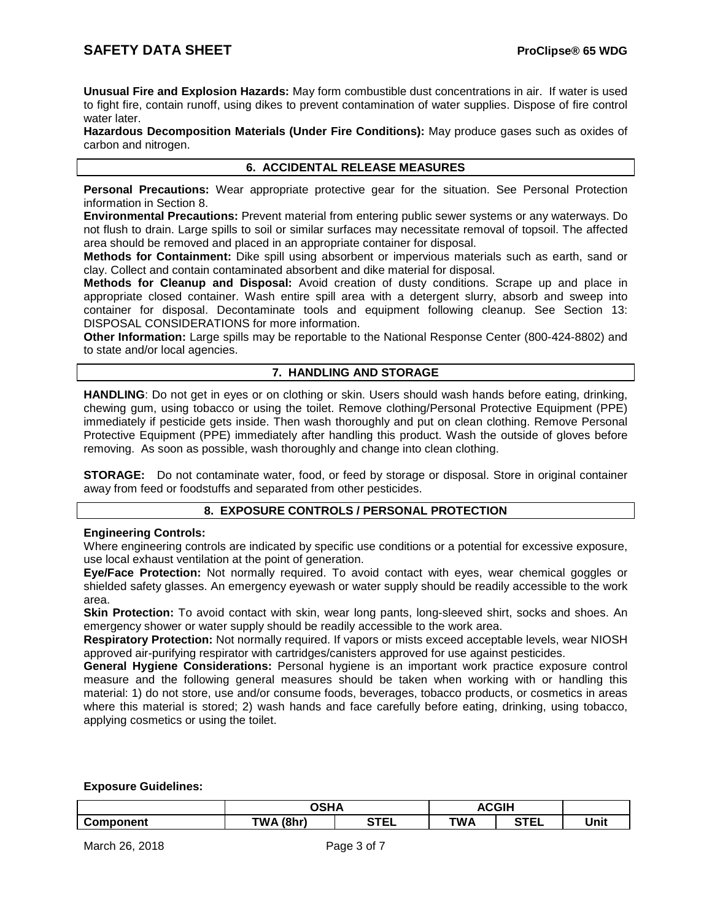**Unusual Fire and Explosion Hazards:** May form combustible dust concentrations in air. If water is used to fight fire, contain runoff, using dikes to prevent contamination of water supplies. Dispose of fire control water later.
**Hazardous Decomposition Materials (Under Fire Conditions):** May produce gases such as oxides of carbon and nitrogen.

## 6. ACCIDENTAL RELEASE MEASURES

**Personal Precautions:** Wear appropriate protective gear for the situation. See Personal Protection information in Section 8.
**Environmental Precautions:** Prevent material from entering public sewer systems or any waterways. Do not flush to drain. Large spills to soil or similar surfaces may necessitate removal of topsoil. The affected area should be removed and placed in an appropriate container for disposal.
**Methods for Containment:** Dike spill using absorbent or impervious materials such as earth, sand or clay. Collect and contain contaminated absorbent and dike material for disposal.
**Methods for Cleanup and Disposal:** Avoid creation of dusty conditions. Scrape up and place in appropriate closed container. Wash entire spill area with a detergent slurry, absorb and sweep into container for disposal. Decontaminate tools and equipment following cleanup. See Section 13: DISPOSAL CONSIDERATIONS for more information.
**Other Information:** Large spills may be reportable to the National Response Center (800-424-8802) and to state and/or local agencies.

## 7. HANDLING AND STORAGE

**HANDLING**: Do not get in eyes or on clothing or skin. Users should wash hands before eating, drinking, chewing gum, using tobacco or using the toilet. Remove clothing/Personal Protective Equipment (PPE) immediately if pesticide gets inside. Then wash thoroughly and put on clean clothing. Remove Personal Protective Equipment (PPE) immediately after handling this product. Wash the outside of gloves before removing. As soon as possible, wash thoroughly and change into clean clothing.

**STORAGE:** Do not contaminate water, food, or feed by storage or disposal. Store in original container away from feed or foodstuffs and separated from other pesticides.

## 8. EXPOSURE CONTROLS / PERSONAL PROTECTION

**Engineering Controls:**
Where engineering controls are indicated by specific use conditions or a potential for excessive exposure, use local exhaust ventilation at the point of generation.
**Eye/Face Protection:** Not normally required. To avoid contact with eyes, wear chemical goggles or shielded safety glasses. An emergency eyewash or water supply should be readily accessible to the work area.
**Skin Protection:** To avoid contact with skin, wear long pants, long-sleeved shirt, socks and shoes. An emergency shower or water supply should be readily accessible to the work area.
**Respiratory Protection:** Not normally required. If vapors or mists exceed acceptable levels, wear NIOSH approved air-purifying respirator with cartridges/canisters approved for use against pesticides.
**General Hygiene Considerations:** Personal hygiene is an important work practice exposure control measure and the following general measures should be taken when working with or handling this material: 1) do not store, use and/or consume foods, beverages, tobacco products, or cosmetics in areas where this material is stored; 2) wash hands and face carefully before eating, drinking, using tobacco, applying cosmetics or using the toilet.

**Exposure Guidelines:**

| | OSHA | | ACGIH | | |
|---|---|---|---|---|---|
| **Component** | **TWA (8hr)** | **STEL** | **TWA** | **STEL** | **Unit** |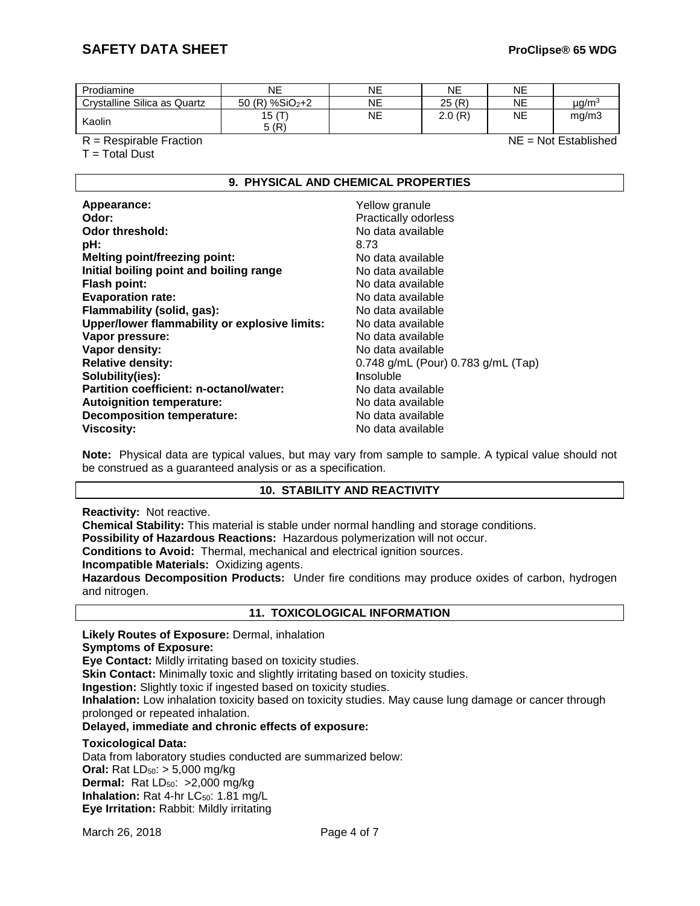| Prodiamine | NE | NE | NE | NE | |
|---|---|---|---|---|---|
| Crystalline Silica as Quartz | 50 (R) %$SiO_2$+2 | NE | 25 (R) | NE | $\mu g/m^3$ |
| Kaolin | 15 (T) 5 (R) | NE | 2.0 (R) | NE | mg/m3 |

R = Respirable Fraction NE = Not Established
T = Total Dust

## 9. PHYSICAL AND CHEMICAL PROPERTIES

**Appearance:** Yellow granule
**Odor:** Practically odorless
**Odor threshold:** No data available
**pH:** 8.73
**Melting point/freezing point:** No data available
**Initial boiling point and boiling range** No data available
**Flash point:** No data available
**Evaporation rate:** No data available
**Flammability (solid, gas):** No data available
**Upper/lower flammability or explosive limits:** No data available
**Vapor pressure:** No data available
**Vapor density:** No data available
**Relative density:** 0.748 g/mL (Pour) 0.783 g/mL (Tap)
**Solubility(ies):** Insoluble
**Partition coefficient: n-octanol/water:** No data available
**Autoignition temperature:** No data available
**Decomposition temperature:** No data available
**Viscosity:** No data available

**Note:** Physical data are typical values, but may vary from sample to sample. A typical value should not be construed as a guaranteed analysis or as a specification.

## 10. STABILITY AND REACTIVITY

**Reactivity:** Not reactive.
**Chemical Stability:** This material is stable under normal handling and storage conditions.
**Possibility of Hazardous Reactions:** Hazardous polymerization will not occur.
**Conditions to Avoid:** Thermal, mechanical and electrical ignition sources.
**Incompatible Materials:** Oxidizing agents.
**Hazardous Decomposition Products:** Under fire conditions may produce oxides of carbon, hydrogen and nitrogen.

## 11. TOXICOLOGICAL INFORMATION

**Likely Routes of Exposure:** Dermal, inhalation
**Symptoms of Exposure:**
**Eye Contact:** Mildly irritating based on toxicity studies.
**Skin Contact:** Minimally toxic and slightly irritating based on toxicity studies.
**Ingestion:** Slightly toxic if ingested based on toxicity studies.
**Inhalation:** Low inhalation toxicity based on toxicity studies. May cause lung damage or cancer through prolonged or repeated inhalation.
**Delayed, immediate and chronic effects of exposure:**

**Toxicological Data:**
Data from laboratory studies conducted are summarized below:
**Oral:** Rat $LD_{50}$: > 5,000 mg/kg
**Dermal:** Rat $LD_{50}$: >2,000 mg/kg
**Inhalation:** Rat 4-hr $LC_{50}$: 1.81 mg/L
**Eye Irritation:** Rabbit: Mildly irritating

March 26, 2018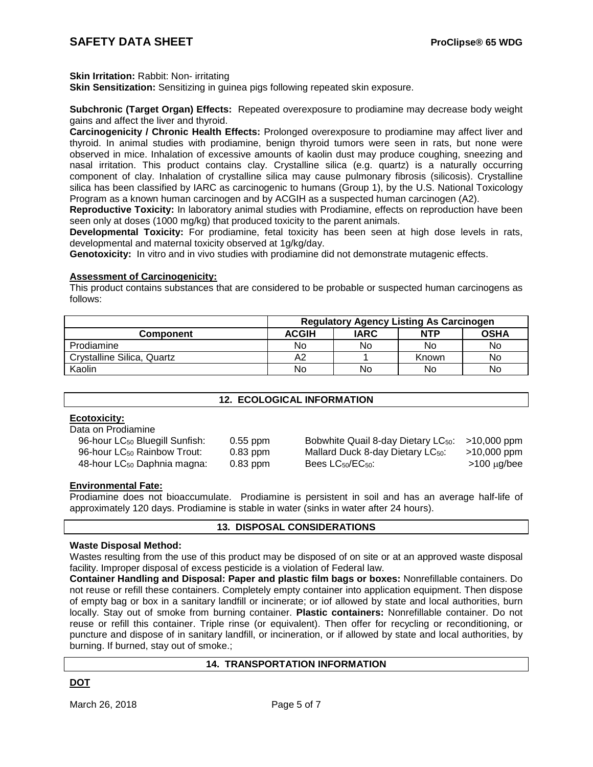**Skin Irritation:** Rabbit: Non- irritating
**Skin Sensitization:** Sensitizing in guinea pigs following repeated skin exposure.

**Subchronic (Target Organ) Effects:** Repeated overexposure to prodiamine may decrease body weight gains and affect the liver and thyroid.
**Carcinogenicity / Chronic Health Effects:** Prolonged overexposure to prodiamine may affect liver and thyroid. In animal studies with prodiamine, benign thyroid tumors were seen in rats, but none were observed in mice. Inhalation of excessive amounts of kaolin dust may produce coughing, sneezing and nasal irritation. This product contains clay. Crystalline silica (e.g. quartz) is a naturally occurring component of clay. Inhalation of crystalline silica may cause pulmonary fibrosis (silicosis). Crystalline silica has been classified by IARC as carcinogenic to humans (Group 1), by the U.S. National Toxicology Program as a known human carcinogen and by ACGIH as a suspected human carcinogen (A2).
**Reproductive Toxicity:** In laboratory animal studies with Prodiamine, effects on reproduction have been seen only at doses (1000 mg/kg) that produced toxicity to the parent animals.
**Developmental Toxicity:** For prodiamine, fetal toxicity has been seen at high dose levels in rats, developmental and maternal toxicity observed at 1g/kg/day.
**Genotoxicity:** In vitro and in vivo studies with prodiamine did not demonstrate mutagenic effects.

**Assessment of Carcinogenicity:**

This product contains substances that are considered to be probable or suspected human carcinogens as follows:

| | Regulatory Agency Listing As Carcinogen | | | |
|---|---|---|---|---|
| **Component** | **ACGIH** | **IARC** | **NTP** | **OSHA** |
| Prodiamine | No | No | No | No |
| Crystalline Silica, Quartz | A2 | 1 | Known | No |
| Kaolin | No | No | No | No |

## 12. ECOLOGICAL INFORMATION

**Ecotoxicity:**

Data on Prodiamine

| | | | |
|---|---|---|---|
| 96-hour $LC_{50}$ Bluegill Sunfish: | 0.55 ppm | Bobwhite Quail 8-day Dietary $LC_{50}$: | >10,000 ppm |
| 96-hour $LC_{50}$ Rainbow Trout: | 0.83 ppm | Mallard Duck 8-day Dietary $LC_{50}$: | >10,000 ppm |
| 48-hour $LC_{50}$ Daphnia magna: | 0.83 ppm | Bees $LC_{50}/EC_{50}$: | >100 μg/bee |

**Environmental Fate:**

Prodiamine does not bioaccumulate. Prodiamine is persistent in soil and has an average half-life of approximately 120 days. Prodiamine is stable in water (sinks in water after 24 hours).

## 13. DISPOSAL CONSIDERATIONS

**Waste Disposal Method:**

Wastes resulting from the use of this product may be disposed of on site or at an approved waste disposal facility. Improper disposal of excess pesticide is a violation of Federal law.
**Container Handling and Disposal: Paper and plastic film bags or boxes:** Nonrefillable containers. Do not reuse or refill these containers. Completely empty container into application equipment. Then dispose of empty bag or box in a sanitary landfill or incinerate; or iof allowed by state and local authorities, burn locally. Stay out of smoke from burning container. **Plastic containers:** Nonrefillable container. Do not reuse or refill this container. Triple rinse (or equivalent). Then offer for recycling or reconditioning, or puncture and dispose of in sanitary landfill, or incineration, or if allowed by state and local authorities, by burning. If burned, stay out of smoke.;

## 14. TRANSPORTATION INFORMATION

**DOT**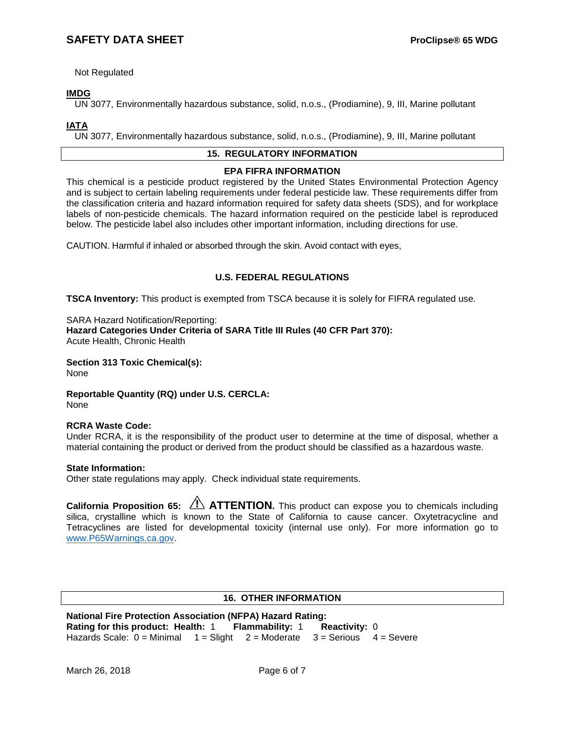Not Regulated

**IMDG**

UN 3077, Environmentally hazardous substance, solid, n.o.s., (Prodiamine), 9, III, Marine pollutant

**IATA**

UN 3077, Environmentally hazardous substance, solid, n.o.s., (Prodiamine), 9, III, Marine pollutant

## 15. REGULATORY INFORMATION

### EPA FIFRA INFORMATION

This chemical is a pesticide product registered by the United States Environmental Protection Agency and is subject to certain labeling requirements under federal pesticide law. These requirements differ from the classification criteria and hazard information required for safety data sheets (SDS), and for workplace labels of non-pesticide chemicals. The hazard information required on the pesticide label is reproduced below. The pesticide label also includes other important information, including directions for use.

CAUTION. Harmful if inhaled or absorbed through the skin. Avoid contact with eyes,

### U.S. FEDERAL REGULATIONS

**TSCA Inventory:** This product is exempted from TSCA because it is solely for FIFRA regulated use.

SARA Hazard Notification/Reporting:
**Hazard Categories Under Criteria of SARA Title III Rules (40 CFR Part 370):**
Acute Health, Chronic Health

**Section 313 Toxic Chemical(s):**
None

**Reportable Quantity (RQ) under U.S. CERCLA:**
None

**RCRA Waste Code:**
Under RCRA, it is the responsibility of the product user to determine at the time of disposal, whether a material containing the product or derived from the product should be classified as a hazardous waste.

**State Information:**
Other state regulations may apply. Check individual state requirements.

**California Proposition 65:** ⚠ **ATTENTION.** This product can expose you to chemicals including silica, crystalline which is known to the State of California to cause cancer. Oxytetracycline and Tetracyclines are listed for developmental toxicity (internal use only). For more information go to [www.P65Warnings.ca.gov](http://www.P65Warnings.ca.gov).

## 16. OTHER INFORMATION

**National Fire Protection Association (NFPA) Hazard Rating:**
**Rating for this product: Health:** 1 **Flammability:** 1 **Reactivity:** 0
Hazards Scale: 0 = Minimal 1 = Slight 2 = Moderate 3 = Serious 4 = Severe

March 26, 2018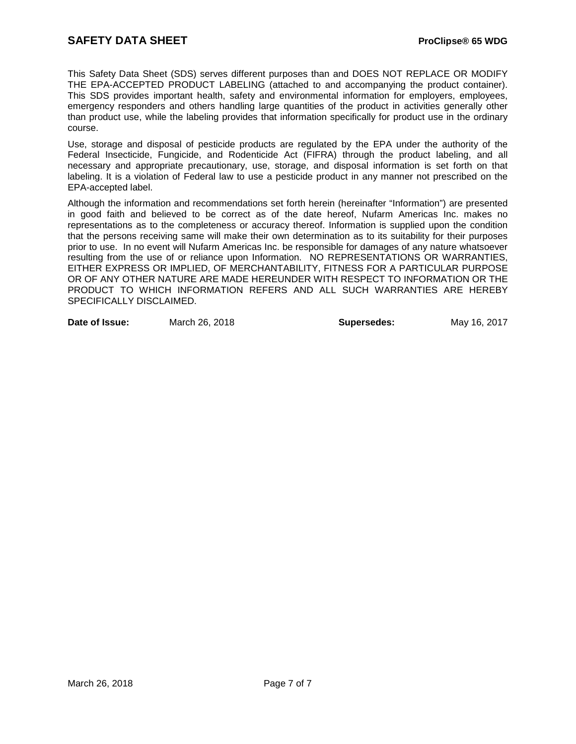This Safety Data Sheet (SDS) serves different purposes than and DOES NOT REPLACE OR MODIFY THE EPA-ACCEPTED PRODUCT LABELING (attached to and accompanying the product container). This SDS provides important health, safety and environmental information for employers, employees, emergency responders and others handling large quantities of the product in activities generally other than product use, while the labeling provides that information specifically for product use in the ordinary course.

Use, storage and disposal of pesticide products are regulated by the EPA under the authority of the Federal Insecticide, Fungicide, and Rodenticide Act (FIFRA) through the product labeling, and all necessary and appropriate precautionary, use, storage, and disposal information is set forth on that labeling. It is a violation of Federal law to use a pesticide product in any manner not prescribed on the EPA-accepted label.

Although the information and recommendations set forth herein (hereinafter "Information") are presented in good faith and believed to be correct as of the date hereof, Nufarm Americas Inc. makes no representations as to the completeness or accuracy thereof. Information is supplied upon the condition that the persons receiving same will make their own determination as to its suitability for their purposes prior to use. In no event will Nufarm Americas Inc. be responsible for damages of any nature whatsoever resulting from the use of or reliance upon Information. NO REPRESENTATIONS OR WARRANTIES, EITHER EXPRESS OR IMPLIED, OF MERCHANTABILITY, FITNESS FOR A PARTICULAR PURPOSE OR OF ANY OTHER NATURE ARE MADE HEREUNDER WITH RESPECT TO INFORMATION OR THE PRODUCT TO WHICH INFORMATION REFERS AND ALL SUCH WARRANTIES ARE HEREBY SPECIFICALLY DISCLAIMED.

**Date of Issue:** March 26, 2018 **Supersedes:** May 16, 2017